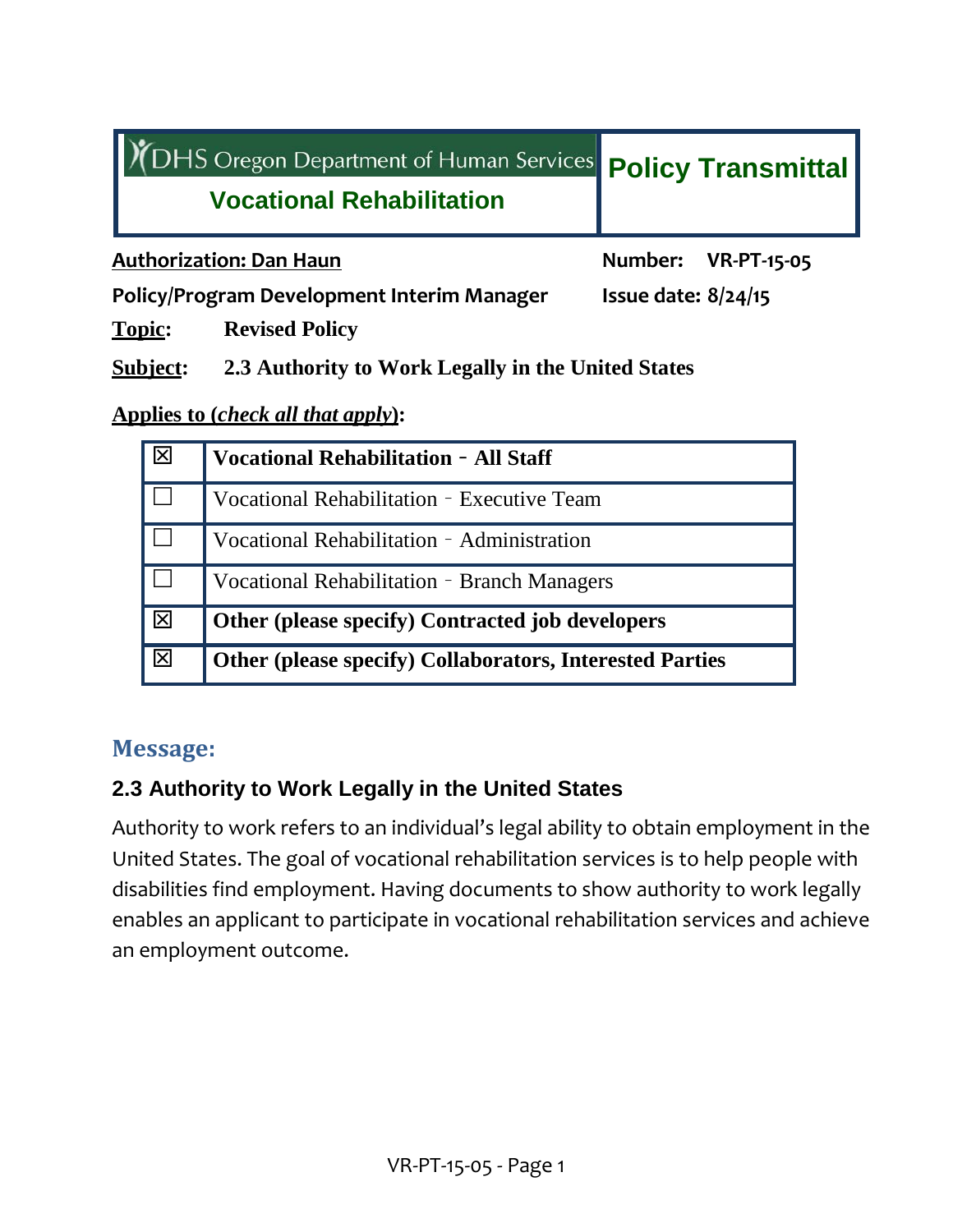| DHS Oregon Department of Human Services **Vocational Rehabilitation** | **Policy Transmittal** |
|---|---|

**Authorization: Dan Haun** | **Number: VR-PT-15-05**

**Policy/Program Development Interim Manager** | **Issue date: 8/24/15**

**Topic:** **Revised Policy**

**Subject:** **2.3 Authority to Work Legally in the United States**

**Applies to (*check all that apply*):**

| | |
|---|---|
| ☒ | **Vocational Rehabilitation – All Staff** |
| ☐ | Vocational Rehabilitation – Executive Team |
| ☐ | Vocational Rehabilitation – Administration |
| ☐ | Vocational Rehabilitation – Branch Managers |
| ☒ | **Other (please specify) Contracted job developers** |
| ☒ | **Other (please specify) Collaborators, Interested Parties** |

## Message:

### 2.3 Authority to Work Legally in the United States

Authority to work refers to an individual's legal ability to obtain employment in the United States. The goal of vocational rehabilitation services is to help people with disabilities find employment. Having documents to show authority to work legally enables an applicant to participate in vocational rehabilitation services and achieve an employment outcome.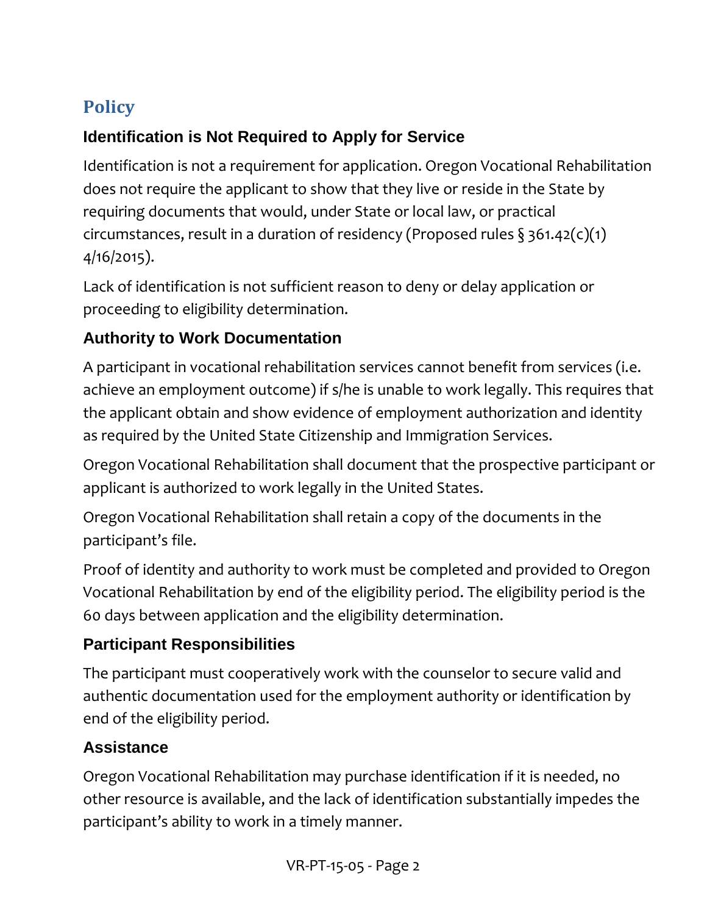## Policy

### Identification is Not Required to Apply for Service

Identification is not a requirement for application. Oregon Vocational Rehabilitation does not require the applicant to show that they live or reside in the State by requiring documents that would, under State or local law, or practical circumstances, result in a duration of residency (Proposed rules § 361.42(c)(1) 4/16/2015).

Lack of identification is not sufficient reason to deny or delay application or proceeding to eligibility determination.

### Authority to Work Documentation

A participant in vocational rehabilitation services cannot benefit from services (i.e. achieve an employment outcome) if s/he is unable to work legally. This requires that the applicant obtain and show evidence of employment authorization and identity as required by the United State Citizenship and Immigration Services.

Oregon Vocational Rehabilitation shall document that the prospective participant or applicant is authorized to work legally in the United States.

Oregon Vocational Rehabilitation shall retain a copy of the documents in the participant's file.

Proof of identity and authority to work must be completed and provided to Oregon Vocational Rehabilitation by end of the eligibility period. The eligibility period is the 60 days between application and the eligibility determination.

### Participant Responsibilities

The participant must cooperatively work with the counselor to secure valid and authentic documentation used for the employment authority or identification by end of the eligibility period.

### Assistance

Oregon Vocational Rehabilitation may purchase identification if it is needed, no other resource is available, and the lack of identification substantially impedes the participant's ability to work in a timely manner.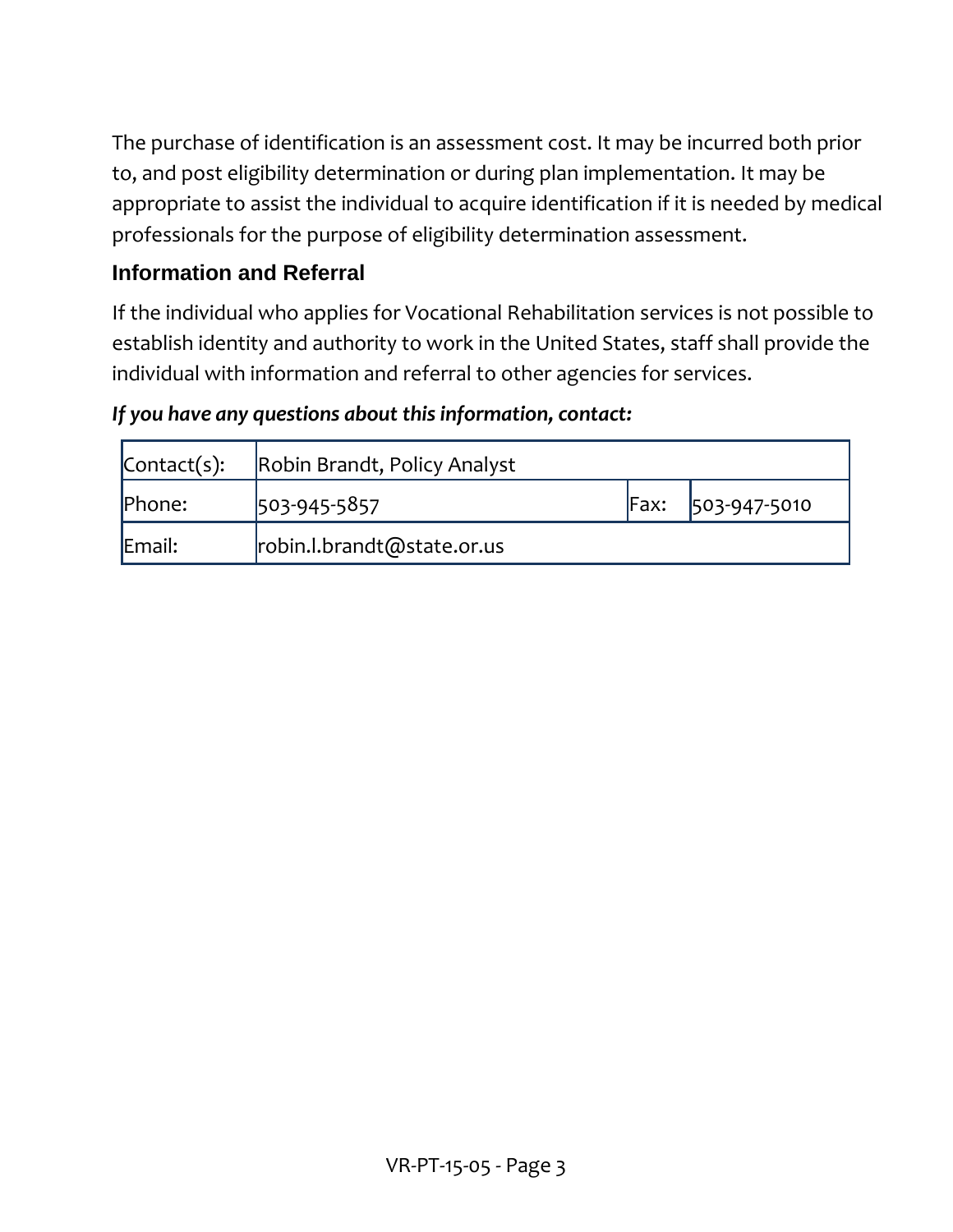The purchase of identification is an assessment cost. It may be incurred both prior to, and post eligibility determination or during plan implementation. It may be appropriate to assist the individual to acquire identification if it is needed by medical professionals for the purpose of eligibility determination assessment.

## Information and Referral

If the individual who applies for Vocational Rehabilitation services is not possible to establish identity and authority to work in the United States, staff shall provide the individual with information and referral to other agencies for services.

***If you have any questions about this information, contact:***

| | | | |
|---|---|---|---|
| Contact(s): | Robin Brandt, Policy Analyst | | |
| Phone: | 503-945-5857 | Fax: | 503-947-5010 |
| Email: | robin.l.brandt@state.or.us | | |